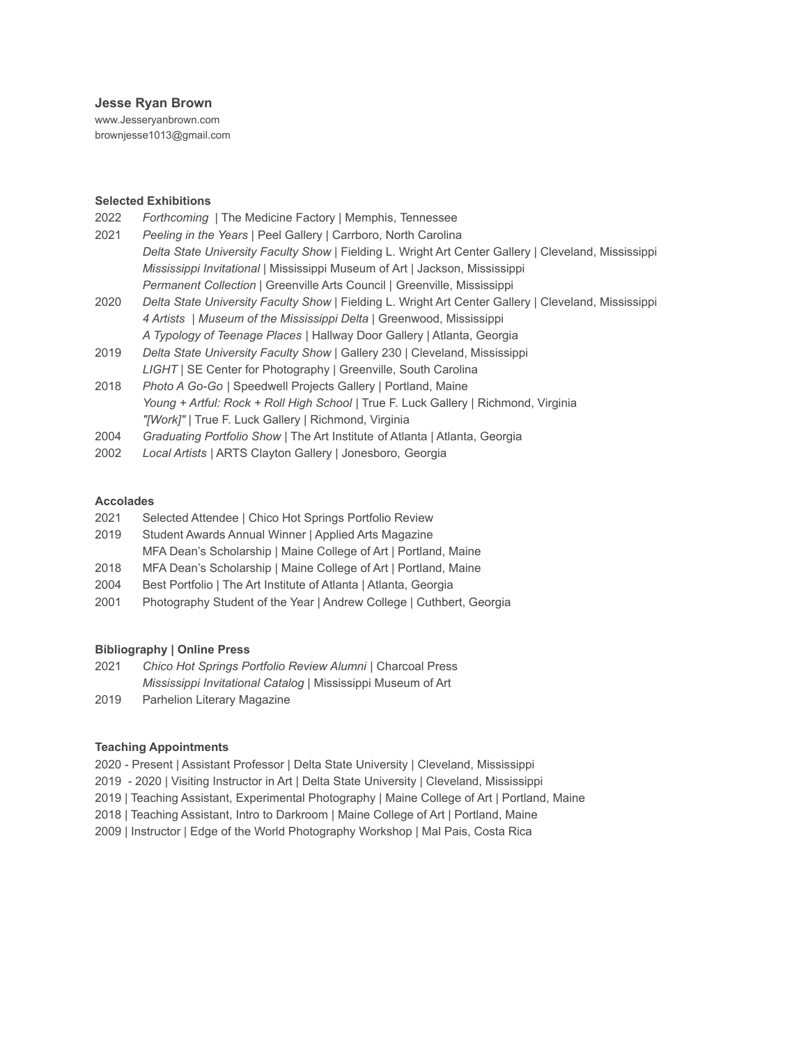**Jesse Ryan Brown**

www.Jesseryanbrown.com
brownjesse1013@gmail.com

**Selected Exhibitions**

2022 *Forthcoming* | The Medicine Factory | Memphis, Tennessee

2021 *Peeling in the Years* | Peel Gallery | Carrboro, North Carolina
*Delta State University Faculty Show* | Fielding L. Wright Art Center Gallery | Cleveland, Mississippi
*Mississippi Invitational* | Mississippi Museum of Art | Jackson, Mississippi
*Permanent Collection* | Greenville Arts Council | Greenville, Mississippi

2020 *Delta State University Faculty Show* | Fielding L. Wright Art Center Gallery | Cleveland, Mississippi
*4 Artists* | *Museum of the Mississippi Delta* | Greenwood, Mississippi
*A Typology of Teenage Places* | Hallway Door Gallery | Atlanta, Georgia

2019 *Delta State University Faculty Show* | Gallery 230 | Cleveland, Mississippi
*LIGHT* | SE Center for Photography | Greenville, South Carolina

2018 *Photo A Go-Go* | Speedwell Projects Gallery | Portland, Maine
*Young + Artful: Rock + Roll High School* | True F. Luck Gallery | Richmond, Virginia
*"[Work]"* | True F. Luck Gallery | Richmond, Virginia

2004 *Graduating Portfolio Show* | The Art Institute of Atlanta | Atlanta, Georgia

2002 *Local Artists* | ARTS Clayton Gallery | Jonesboro, Georgia

**Accolades**

2021 Selected Attendee | Chico Hot Springs Portfolio Review

2019 Student Awards Annual Winner | Applied Arts Magazine
MFA Dean's Scholarship | Maine College of Art | Portland, Maine

2018 MFA Dean's Scholarship | Maine College of Art | Portland, Maine

2004 Best Portfolio | The Art Institute of Atlanta | Atlanta, Georgia

2001 Photography Student of the Year | Andrew College | Cuthbert, Georgia

**Bibliography | Online Press**

2021 *Chico Hot Springs Portfolio Review Alumni* | Charcoal Press
*Mississippi Invitational Catalog* | Mississippi Museum of Art

2019 Parhelion Literary Magazine

**Teaching Appointments**

2020 - Present | Assistant Professor | Delta State University | Cleveland, Mississippi

2019 - 2020 | Visiting Instructor in Art | Delta State University | Cleveland, Mississippi

2019 | Teaching Assistant, Experimental Photography | Maine College of Art | Portland, Maine

2018 | Teaching Assistant, Intro to Darkroom | Maine College of Art | Portland, Maine

2009 | Instructor | Edge of the World Photography Workshop | Mal Pais, Costa Rica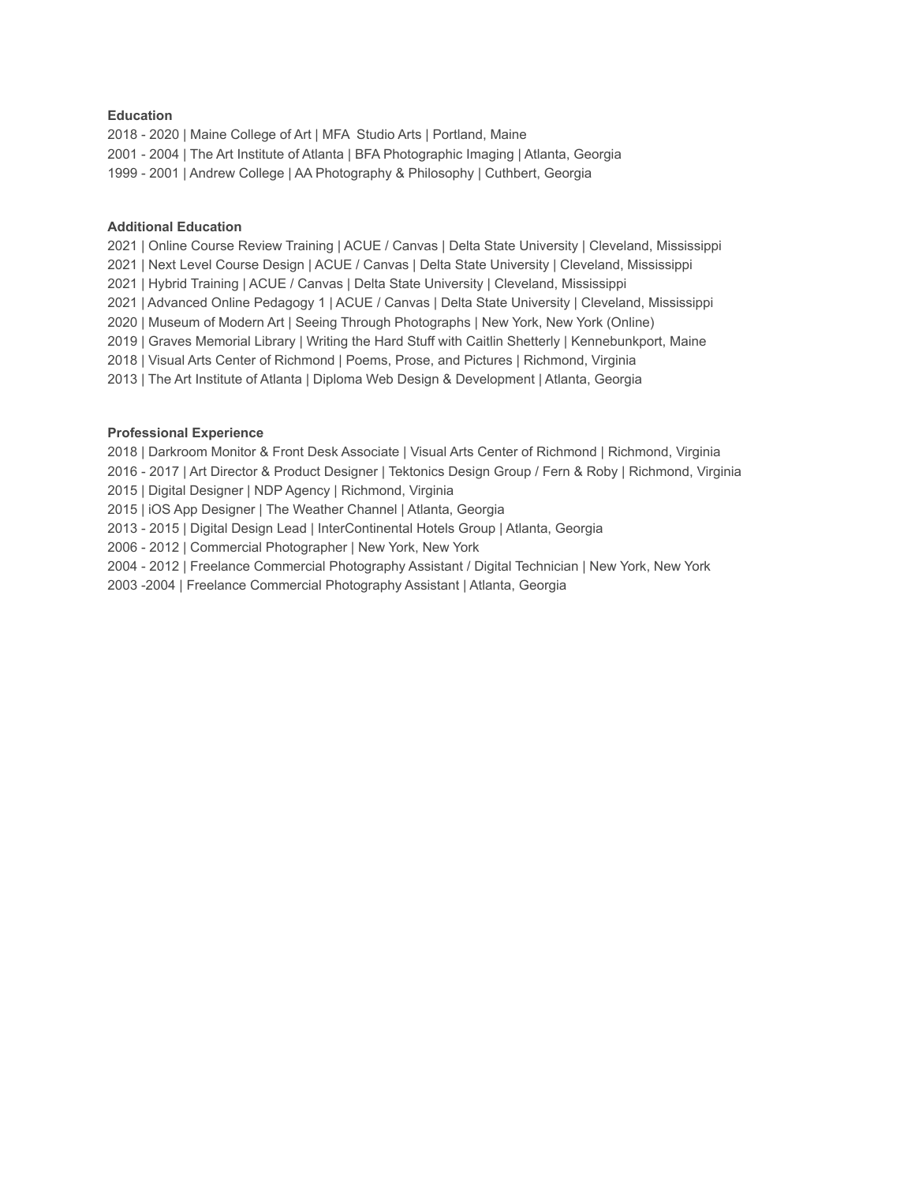**Education**

2018 - 2020 | Maine College of Art | MFA  Studio Arts | Portland, Maine
2001 - 2004 | The Art Institute of Atlanta | BFA Photographic Imaging | Atlanta, Georgia
1999 - 2001 | Andrew College | AA Photography & Philosophy | Cuthbert, Georgia

**Additional Education**

2021 | Online Course Review Training | ACUE / Canvas | Delta State University | Cleveland, Mississippi
2021 | Next Level Course Design | ACUE / Canvas | Delta State University | Cleveland, Mississippi
2021 | Hybrid Training | ACUE / Canvas | Delta State University | Cleveland, Mississippi
2021 | Advanced Online Pedagogy 1 | ACUE / Canvas | Delta State University | Cleveland, Mississippi
2020 | Museum of Modern Art | Seeing Through Photographs | New York, New York (Online)
2019 | Graves Memorial Library | Writing the Hard Stuff with Caitlin Shetterly | Kennebunkport, Maine
2018 | Visual Arts Center of Richmond | Poems, Prose, and Pictures | Richmond, Virginia
2013 | The Art Institute of Atlanta | Diploma Web Design & Development | Atlanta, Georgia

**Professional Experience**

2018 | Darkroom Monitor & Front Desk Associate | Visual Arts Center of Richmond | Richmond, Virginia
2016 - 2017 | Art Director & Product Designer | Tektonics Design Group / Fern & Roby | Richmond, Virginia
2015 | Digital Designer | NDP Agency | Richmond, Virginia
2015 | iOS App Designer | The Weather Channel | Atlanta, Georgia
2013 - 2015 | Digital Design Lead | InterContinental Hotels Group | Atlanta, Georgia
2006 - 2012 | Commercial Photographer | New York, New York
2004 - 2012 | Freelance Commercial Photography Assistant / Digital Technician | New York, New York
2003 -2004 | Freelance Commercial Photography Assistant | Atlanta, Georgia